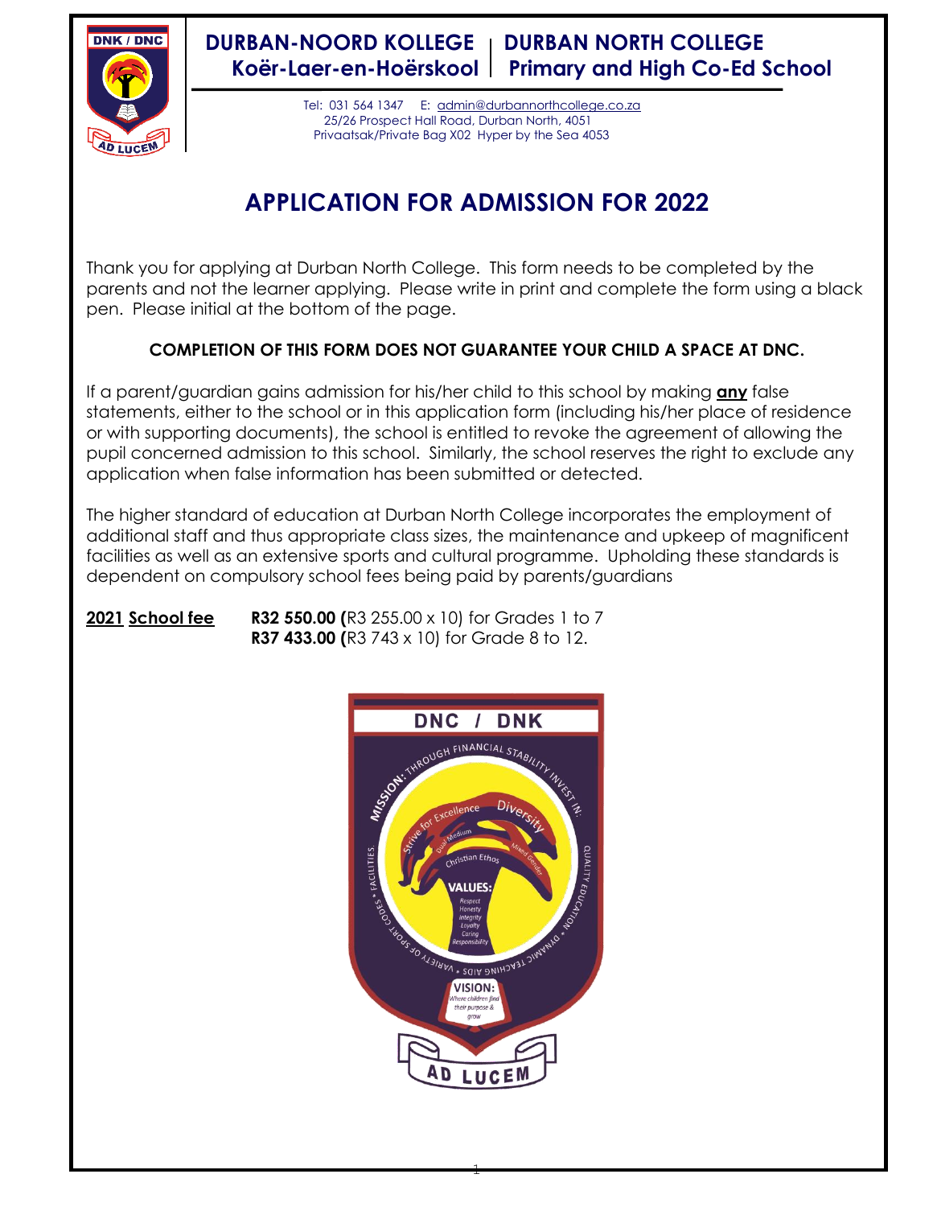# DURBAN-NOORD KOLLEGE | DURBAN NORTH COLLEGE
## Koër-Laer-en-Hoërskool | Primary and High Co-Ed School

Tel: 031 564 1347 E: admin@durbannorthcollege.co.za
25/26 Prospect Hall Road, Durban North, 4051
Privaatsak/Private Bag X02 Hyper by the Sea 4053

# APPLICATION FOR ADMISSION FOR 2022

Thank you for applying at Durban North College. This form needs to be completed by the parents and not the learner applying. Please write in print and complete the form using a black pen. Please initial at the bottom of the page.

**COMPLETION OF THIS FORM DOES NOT GUARANTEE YOUR CHILD A SPACE AT DNC.**

If a parent/guardian gains admission for his/her child to this school by making **any** false statements, either to the school or in this application form (including his/her place of residence or with supporting documents), the school is entitled to revoke the agreement of allowing the pupil concerned admission to this school. Similarly, the school reserves the right to exclude any application when false information has been submitted or detected.

The higher standard of education at Durban North College incorporates the employment of additional staff and thus appropriate class sizes, the maintenance and upkeep of magnificent facilities as well as an extensive sports and cultural programme. Upholding these standards is dependent on compulsory school fees being paid by parents/guardians

**2021 School fee** **R32 550.00 (**R3 255.00 x 10) for Grades 1 to 7
**R37 433.00 (**R3 743 x 10) for Grade 8 to 12.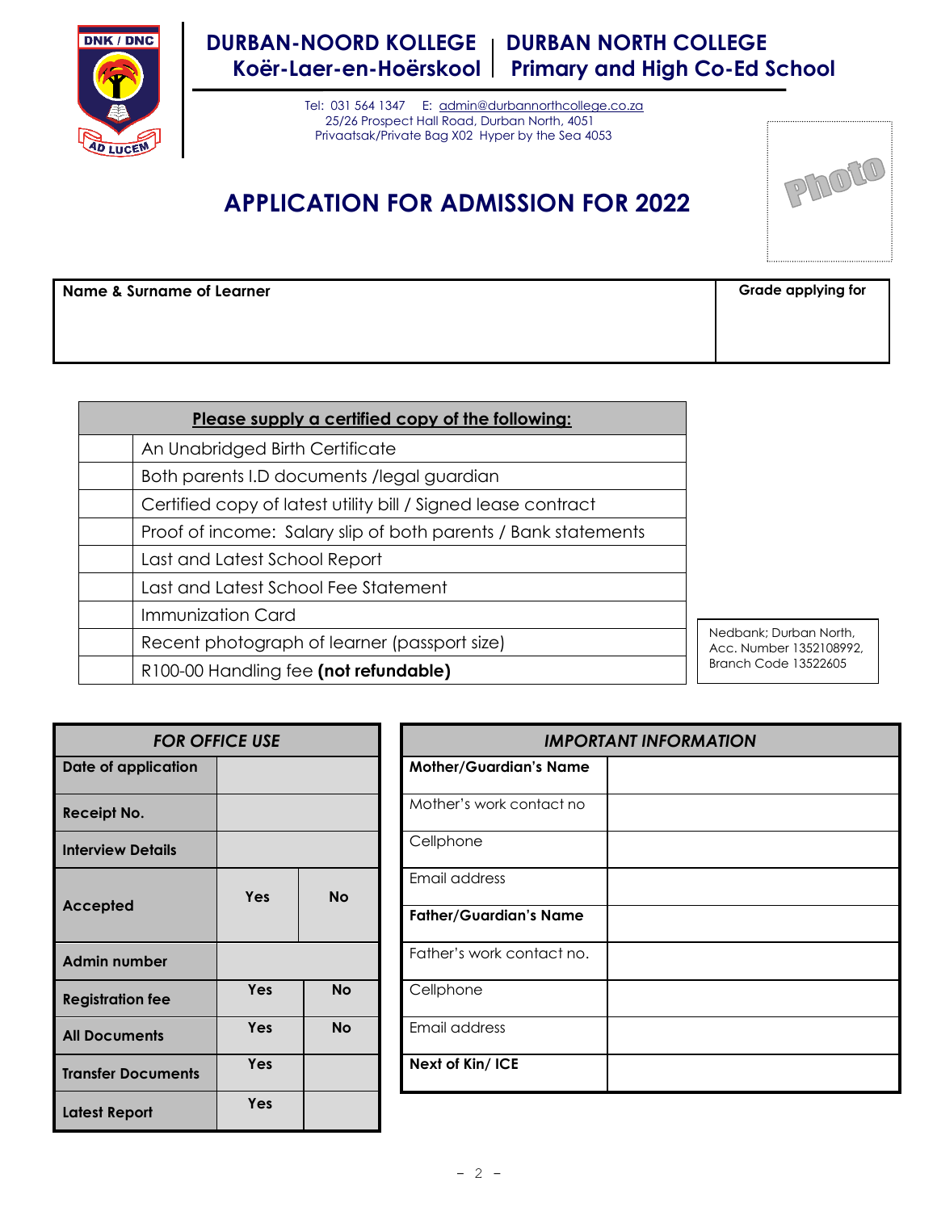# DURBAN-NOORD KOLLEGE | DURBAN NORTH COLLEGE

## Koër-Laer-en-Hoërskool | Primary and High Co-Ed School

Tel: 031 564 1347 E: admin@durbannorthcollege.co.za
25/26 Prospect Hall Road, Durban North, 4051
Privaatsak/Private Bag X02 Hyper by the Sea 4053

Photo

# APPLICATION FOR ADMISSION FOR 2022

| Name & Surname of Learner | Grade applying for |
|---|---|
| | |

| | Please supply a certified copy of the following: |
|---|---|
| | An Unabridged Birth Certificate |
| | Both parents I.D documents /legal guardian |
| | Certified copy of latest utility bill / Signed lease contract |
| | Proof of income: Salary slip of both parents / Bank statements |
| | Last and Latest School Report |
| | Last and Latest School Fee Statement |
| | Immunization Card |
| | Recent photograph of learner (passport size) |
| | R100-00 Handling fee **(not refundable)** |

Nedbank; Durban North, Acc. Number 1352108992, Branch Code 13522605

| *FOR OFFICE USE* | | |
|---|---|---|
| **Date of application** | | |
| **Receipt No.** | | |
| **Interview Details** | | |
| **Accepted** | **Yes** | **No** |
| **Admin number** | | |
| **Registration fee** | **Yes** | **No** |
| **All Documents** | **Yes** | **No** |
| **Transfer Documents** | **Yes** | |
| **Latest Report** | **Yes** | |

| *IMPORTANT INFORMATION* | |
|---|---|
| **Mother/Guardian's Name** | |
| Mother's work contact no | |
| Cellphone | |
| Email address | |
| **Father/Guardian's Name** | |
| Father's work contact no. | |
| Cellphone | |
| Email address | |
| **Next of Kin/ ICE** | |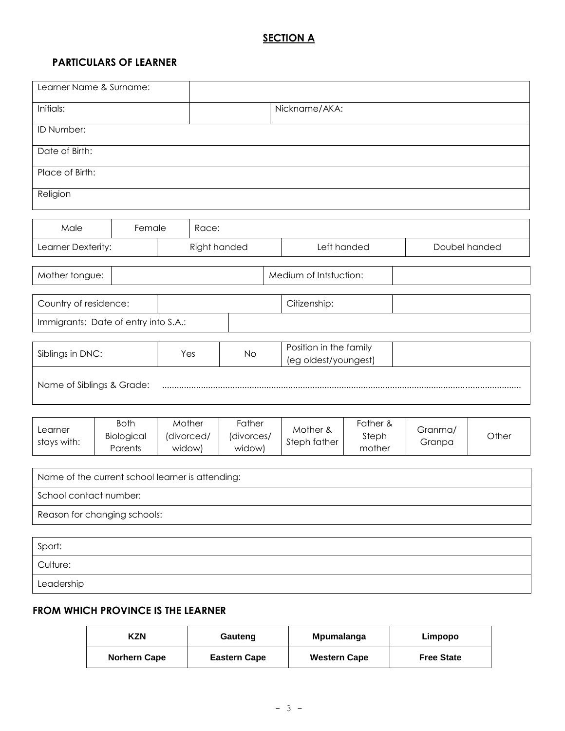## SECTION A

### PARTICULARS OF LEARNER

| Learner Name & Surname: | | |
|---|---|---|
| Initials: | | Nickname/AKA: |
| ID Number: | | |
| Date of Birth: | | |
| Place of Birth: | | |
| Religion | | |

| Male | Female | Race: | |
|---|---|---|---|
| Learner Dexterity: | Right handed | Left handed | Doubel handed |

| Mother tongue: | | Medium of Intstuction: | |
|---|---|---|---|

| Country of residence: | | Citizenship: | |
|---|---|---|---|
| Immigrants: Date of entry into S.A.: | | | |

| Siblings in DNC: | Yes | No | Position in the family (eg oldest/youngest) | |
|---|---|---|---|---|
| Name of Siblings & Grade: ......................................................................................................................................... | | | | |

| Learner stays with: | Both Biological Parents | Mother (divorced/ widow) | Father (divorces/ widow) | Mother & Steph father | Father & Steph mother | Granma/ Granpa | Other |
|---|---|---|---|---|---|---|---|

| Name of the current school learner is attending: |
|---|
| School contact number: |
| Reason for changing schools: |

| Sport: |
|---|
| Culture: |
| Leadership |

### FROM WHICH PROVINCE IS THE LEARNER

| KZN | Gauteng | Mpumalanga | Limpopo |
|---|---|---|---|
| **Norhern Cape** | **Eastern Cape** | **Western Cape** | **Free State** |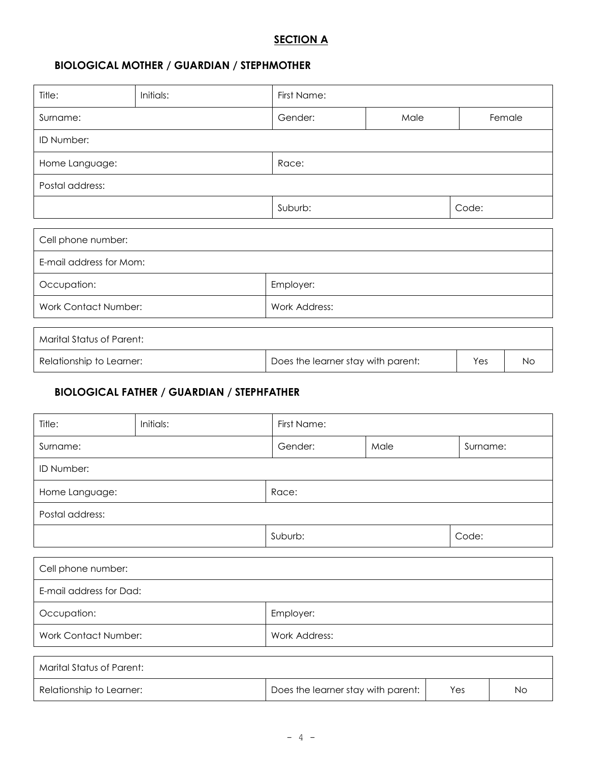## SECTION A

### BIOLOGICAL MOTHER / GUARDIAN / STEPHMOTHER

| Title: | Initials: | First Name: | | |
|---|---|---|---|---|
| Surname: | | Gender: | Male | Female |
| ID Number: | | | | |
| Home Language: | | Race: | | |
| Postal address: | | | | |
| | | Suburb: | | Code: |

| Cell phone number: | |
|---|---|
| E-mail address for Mom: | |
| Occupation: | Employer: |
| Work Contact Number: | Work Address: |

| Marital Status of Parent: | | | |
|---|---|---|---|
| Relationship to Learner: | Does the learner stay with parent: | Yes | No |

### BIOLOGICAL FATHER / GUARDIAN / STEPHFATHER

| Title: | Initials: | First Name: | | |
|---|---|---|---|---|
| Surname: | | Gender: | Male | Surname: |
| ID Number: | | | | |
| Home Language: | | Race: | | |
| Postal address: | | | | |
| | | Suburb: | | Code: |

| Cell phone number: | |
|---|---|
| E-mail address for Dad: | |
| Occupation: | Employer: |
| Work Contact Number: | Work Address: |

| Marital Status of Parent: | | | |
|---|---|---|---|
| Relationship to Learner: | Does the learner stay with parent: | Yes | No |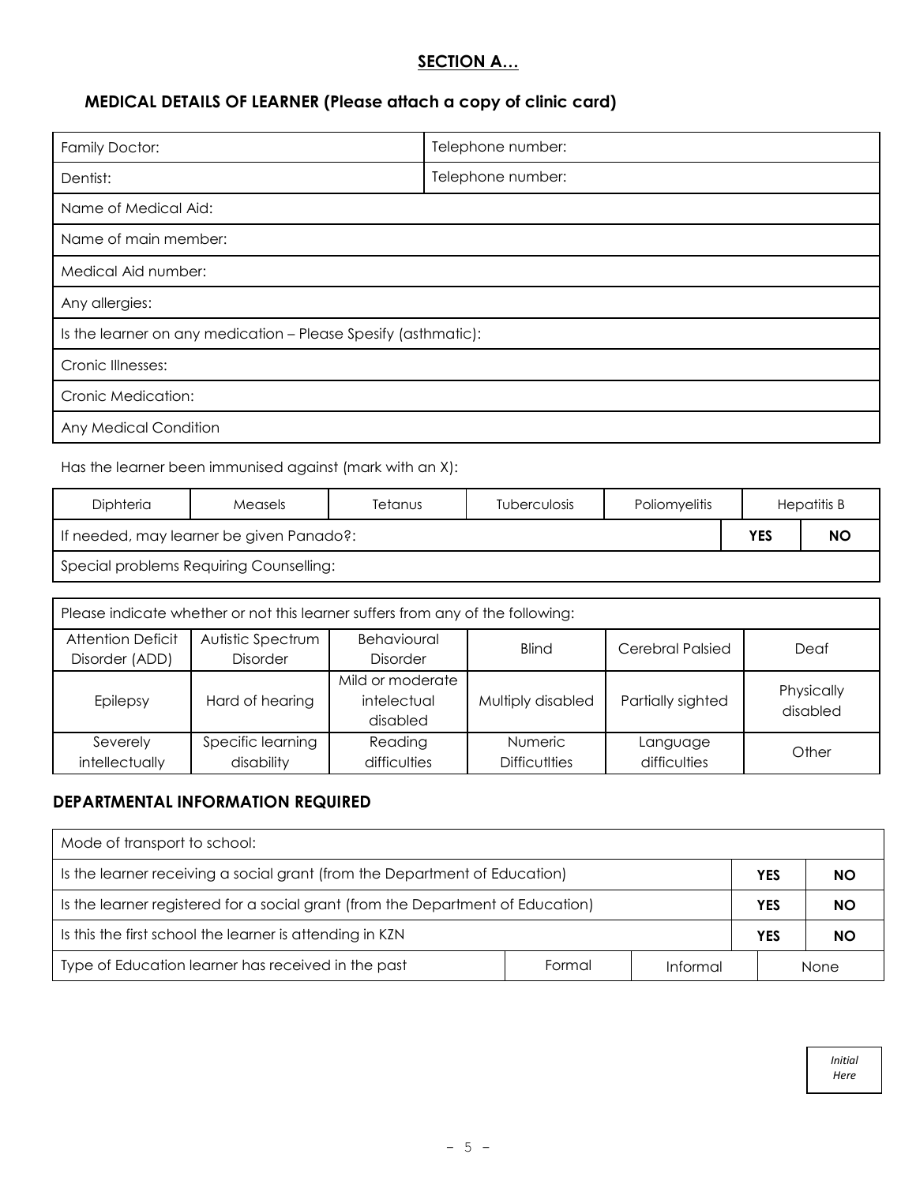## SECTION A…

### MEDICAL DETAILS OF LEARNER (Please attach a copy of clinic card)

| Family Doctor: | Telephone number: |
|---|---|
| Dentist: | Telephone number: |
| Name of Medical Aid: | |
| Name of main member: | |
| Medical Aid number: | |
| Any allergies: | |
| Is the learner on any medication – Please Spesify (asthmatic): | |
| Cronic Illnesses: | |
| Cronic Medication: | |
| Any Medical Condition | |

Has the learner been immunised against (mark with an X):

| Diphteria | Measels | Tetanus | Tuberculosis | Poliomyelitis | Hepatitis B | |
|---|---|---|---|---|---|---|
| If needed, may learner be given Panado?: | | | | | **YES** | **NO** |
| Special problems Requiring Counselling: | | | | | | |

| Please indicate whether or not this learner suffers from any of the following: | | | | | |
|---|---|---|---|---|---|
| Attention Deficit Disorder (ADD) | Autistic Spectrum Disorder | Behavioural Disorder | Blind | Cerebral Palsied | Deaf |
| Epilepsy | Hard of hearing | Mild or moderate intelectual disabled | Multiply disabled | Partially sighted | Physically disabled |
| Severely intellectually | Specific learning disability | Reading difficulties | Numeric Difficutlties | Language difficulties | Other |

### DEPARTMENTAL INFORMATION REQUIRED

| Mode of transport to school: | | | | |
|---|---|---|---|---|
| Is the learner receiving a social grant (from the Department of Education) | | | **YES** | **NO** |
| Is the learner registered for a social grant (from the Department of Education) | | | **YES** | **NO** |
| Is this the first school the learner is attending in KZN | | | **YES** | **NO** |
| Type of Education learner has received in the past | Formal | Informal | None | |

*Initial Here*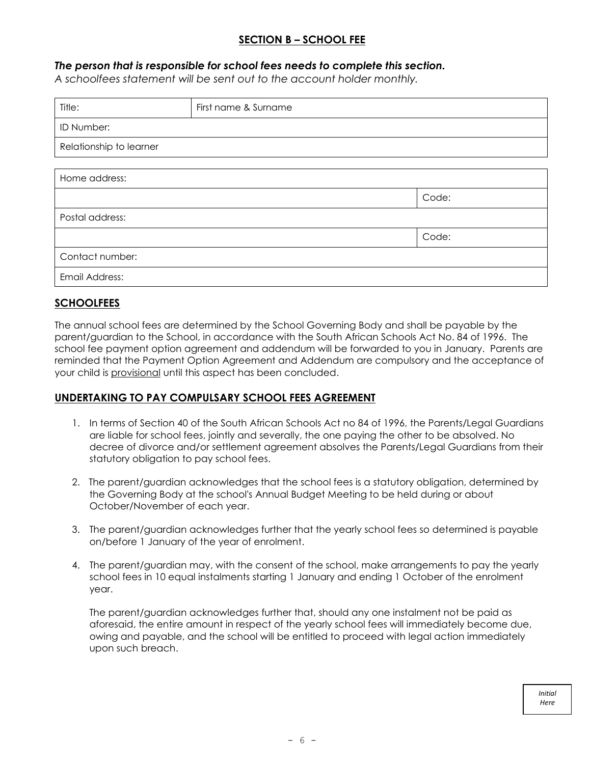## SECTION B – SCHOOL FEE

***The person that is responsible for school fees needs to complete this section.***

*A schoolfees statement will be sent out to the account holder monthly.*

| Title: | First name & Surname |
| --- | --- |
| ID Number: | |
| Relationship to learner | |

| Home address: | |
| --- | --- |
| | Code: |
| Postal address: | |
| | Code: |
| Contact number: | |
| Email Address: | |

## SCHOOLFEES

The annual school fees are determined by the School Governing Body and shall be payable by the parent/guardian to the School, in accordance with the South African Schools Act No. 84 of 1996. The school fee payment option agreement and addendum will be forwarded to you in January. Parents are reminded that the Payment Option Agreement and Addendum are compulsory and the acceptance of your child is provisional until this aspect has been concluded.

## UNDERTAKING TO PAY COMPULSARY SCHOOL FEES AGREEMENT

1. In terms of Section 40 of the South African Schools Act no 84 of 1996, the Parents/Legal Guardians are liable for school fees, jointly and severally, the one paying the other to be absolved. No decree of divorce and/or settlement agreement absolves the Parents/Legal Guardians from their statutory obligation to pay school fees.

2. The parent/guardian acknowledges that the school fees is a statutory obligation, determined by the Governing Body at the school's Annual Budget Meeting to be held during or about October/November of each year.

3. The parent/guardian acknowledges further that the yearly school fees so determined is payable on/before 1 January of the year of enrolment.

4. The parent/guardian may, with the consent of the school, make arrangements to pay the yearly school fees in 10 equal instalments starting 1 January and ending 1 October of the enrolment year.

   The parent/guardian acknowledges further that, should any one instalment not be paid as aforesaid, the entire amount in respect of the yearly school fees will immediately become due, owing and payable, and the school will be entitled to proceed with legal action immediately upon such breach.

*Initial Here*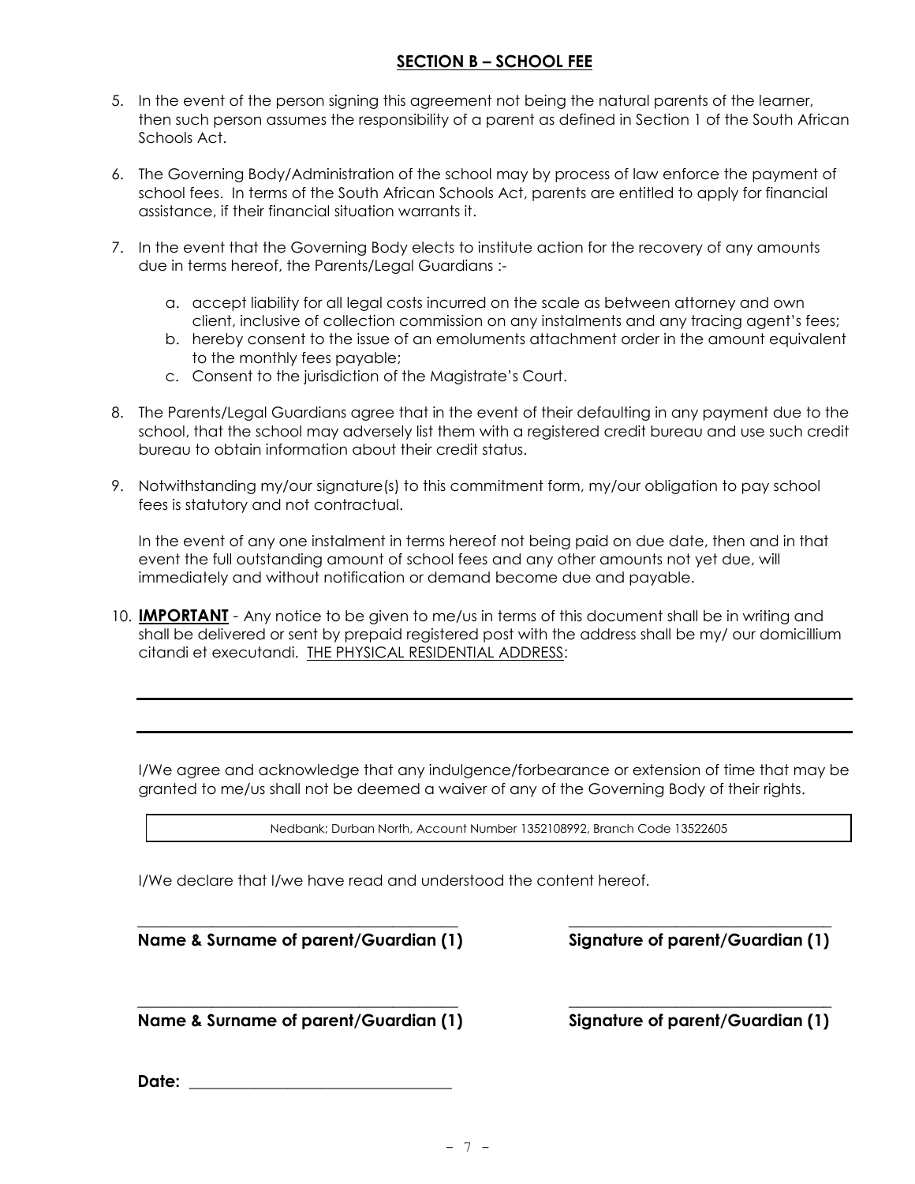## SECTION B – SCHOOL FEE

5. In the event of the person signing this agreement not being the natural parents of the learner, then such person assumes the responsibility of a parent as defined in Section 1 of the South African Schools Act.

6. The Governing Body/Administration of the school may by process of law enforce the payment of school fees. In terms of the South African Schools Act, parents are entitled to apply for financial assistance, if their financial situation warrants it.

7. In the event that the Governing Body elects to institute action for the recovery of any amounts due in terms hereof, the Parents/Legal Guardians :-

   a. accept liability for all legal costs incurred on the scale as between attorney and own client, inclusive of collection commission on any instalments and any tracing agent's fees;
   b. hereby consent to the issue of an emoluments attachment order in the amount equivalent to the monthly fees payable;
   c. Consent to the jurisdiction of the Magistrate's Court.

8. The Parents/Legal Guardians agree that in the event of their defaulting in any payment due to the school, that the school may adversely list them with a registered credit bureau and use such credit bureau to obtain information about their credit status.

9. Notwithstanding my/our signature(s) to this commitment form, my/our obligation to pay school fees is statutory and not contractual.

   In the event of any one instalment in terms hereof not being paid on due date, then and in that event the full outstanding amount of school fees and any other amounts not yet due, will immediately and without notification or demand become due and payable.

10. **IMPORTANT** - Any notice to be given to me/us in terms of this document shall be in writing and shall be delivered or sent by prepaid registered post with the address shall be my/ our domicillium citandi et executandi. THE PHYSICAL RESIDENTIAL ADDRESS:

    ______________________________________________

    ______________________________________________

    I/We agree and acknowledge that any indulgence/forbearance or extension of time that may be granted to me/us shall not be deemed a waiver of any of the Governing Body of their rights.

    Nedbank; Durban North, Account Number 1352108992, Branch Code 13522605

    I/We declare that I/we have read and understood the content hereof.

    ______________________________ ______________________________

    **Name & Surname of parent/Guardian (1)** **Signature of parent/Guardian (1)**

    ______________________________ ______________________________

    **Name & Surname of parent/Guardian (1)** **Signature of parent/Guardian (1)**

    **Date:** ______________________________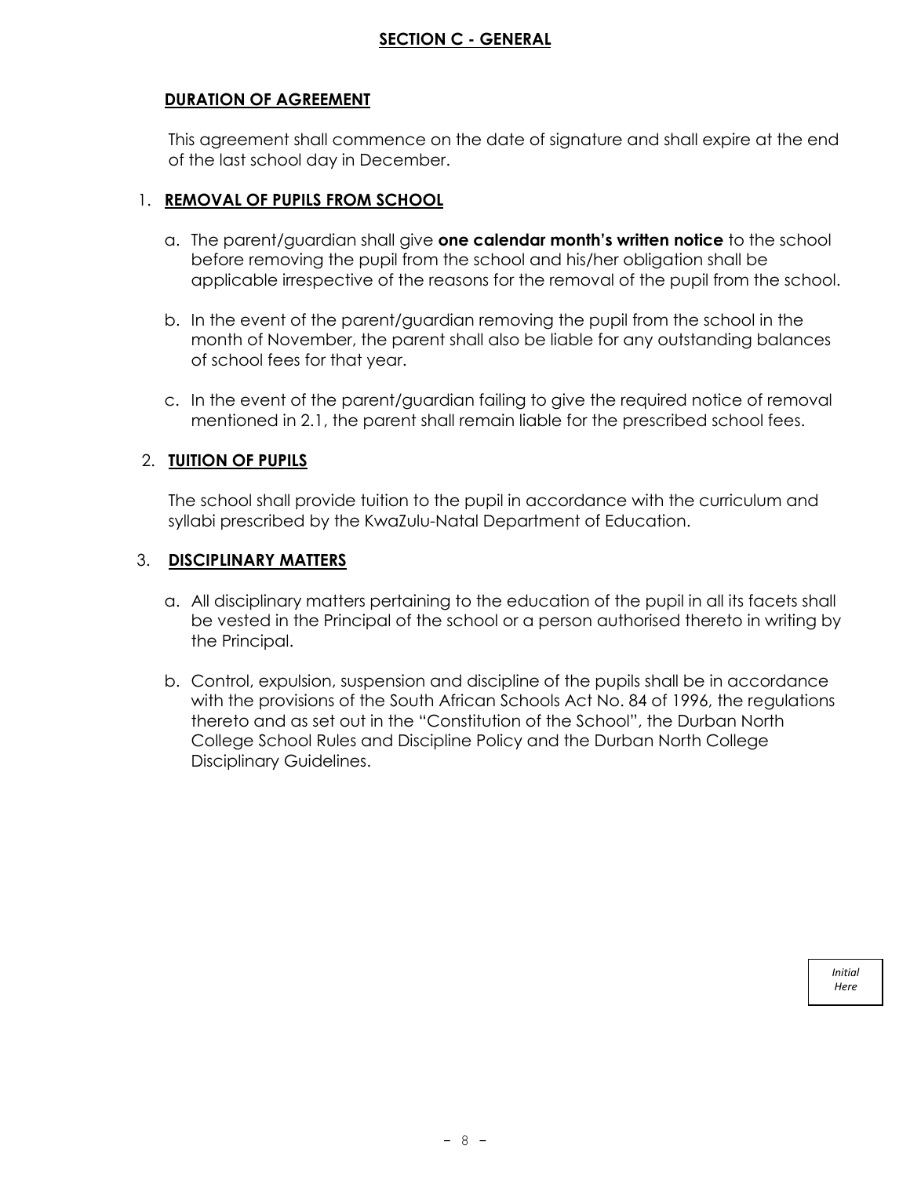## **SECTION C - GENERAL**

### **DURATION OF AGREEMENT**

This agreement shall commence on the date of signature and shall expire at the end of the last school day in December.

### 1. **REMOVAL OF PUPILS FROM SCHOOL**

a. The parent/guardian shall give **one calendar month's written notice** to the school before removing the pupil from the school and his/her obligation shall be applicable irrespective of the reasons for the removal of the pupil from the school.

b. In the event of the parent/guardian removing the pupil from the school in the month of November, the parent shall also be liable for any outstanding balances of school fees for that year.

c. In the event of the parent/guardian failing to give the required notice of removal mentioned in 2.1, the parent shall remain liable for the prescribed school fees.

### 2. **TUITION OF PUPILS**

The school shall provide tuition to the pupil in accordance with the curriculum and syllabi prescribed by the KwaZulu-Natal Department of Education.

### 3. **DISCIPLINARY MATTERS**

a. All disciplinary matters pertaining to the education of the pupil in all its facets shall be vested in the Principal of the school or a person authorised thereto in writing by the Principal.

b. Control, expulsion, suspension and discipline of the pupils shall be in accordance with the provisions of the South African Schools Act No. 84 of 1996, the regulations thereto and as set out in the "Constitution of the School", the Durban North College School Rules and Discipline Policy and the Durban North College Disciplinary Guidelines.

*Initial Here*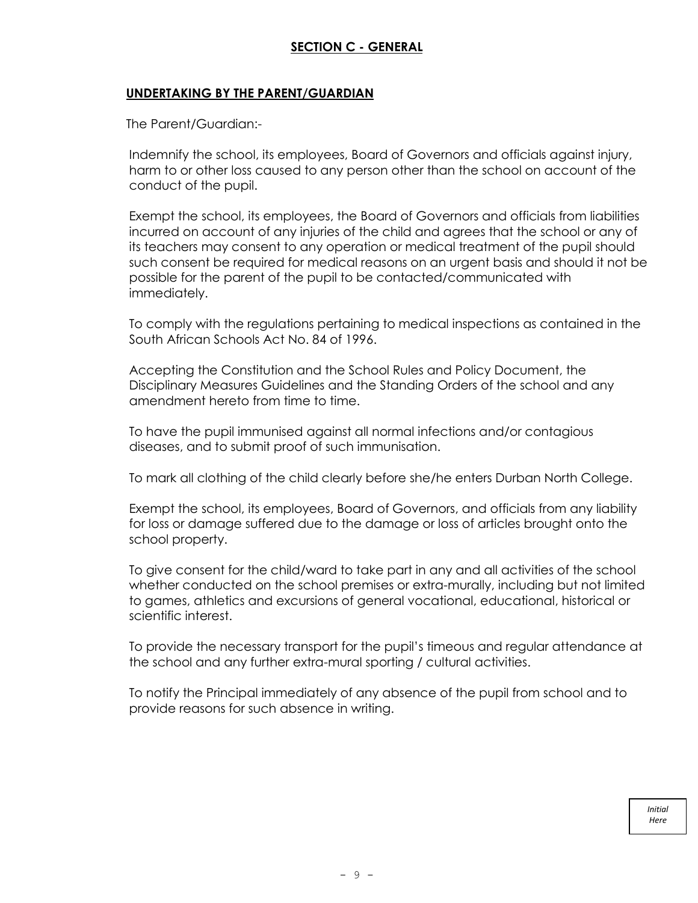## SECTION C - GENERAL

### UNDERTAKING BY THE PARENT/GUARDIAN

The Parent/Guardian:-

Indemnify the school, its employees, Board of Governors and officials against injury, harm to or other loss caused to any person other than the school on account of the conduct of the pupil.

Exempt the school, its employees, the Board of Governors and officials from liabilities incurred on account of any injuries of the child and agrees that the school or any of its teachers may consent to any operation or medical treatment of the pupil should such consent be required for medical reasons on an urgent basis and should it not be possible for the parent of the pupil to be contacted/communicated with immediately.

To comply with the regulations pertaining to medical inspections as contained in the South African Schools Act No. 84 of 1996.

Accepting the Constitution and the School Rules and Policy Document, the Disciplinary Measures Guidelines and the Standing Orders of the school and any amendment hereto from time to time.

To have the pupil immunised against all normal infections and/or contagious diseases, and to submit proof of such immunisation.

To mark all clothing of the child clearly before she/he enters Durban North College.

Exempt the school, its employees, Board of Governors, and officials from any liability for loss or damage suffered due to the damage or loss of articles brought onto the school property.

To give consent for the child/ward to take part in any and all activities of the school whether conducted on the school premises or extra-murally, including but not limited to games, athletics and excursions of general vocational, educational, historical or scientific interest.

To provide the necessary transport for the pupil's timeous and regular attendance at the school and any further extra-mural sporting / cultural activities.

To notify the Principal immediately of any absence of the pupil from school and to provide reasons for such absence in writing.

*Initial Here*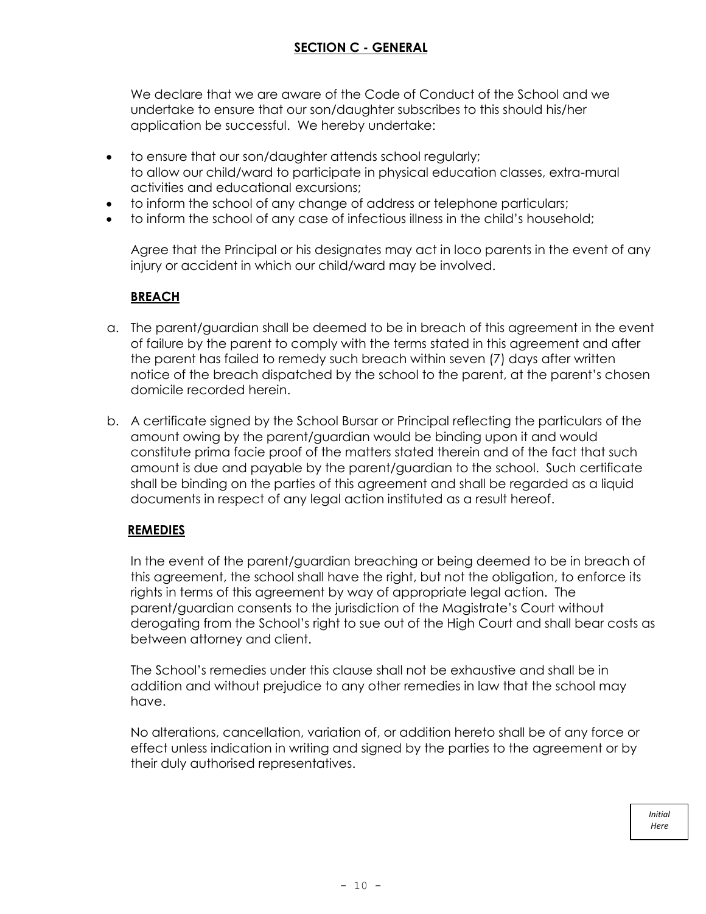## SECTION C - GENERAL

We declare that we are aware of the Code of Conduct of the School and we undertake to ensure that our son/daughter subscribes to this should his/her application be successful. We hereby undertake:

- to ensure that our son/daughter attends school regularly;
  to allow our child/ward to participate in physical education classes, extra-mural activities and educational excursions;
- to inform the school of any change of address or telephone particulars;
- to inform the school of any case of infectious illness in the child's household;

Agree that the Principal or his designates may act in loco parents in the event of any injury or accident in which our child/ward may be involved.

### BREACH

a. The parent/guardian shall be deemed to be in breach of this agreement in the event of failure by the parent to comply with the terms stated in this agreement and after the parent has failed to remedy such breach within seven (7) days after written notice of the breach dispatched by the school to the parent, at the parent's chosen domicile recorded herein.

b. A certificate signed by the School Bursar or Principal reflecting the particulars of the amount owing by the parent/guardian would be binding upon it and would constitute prima facie proof of the matters stated therein and of the fact that such amount is due and payable by the parent/guardian to the school. Such certificate shall be binding on the parties of this agreement and shall be regarded as a liquid documents in respect of any legal action instituted as a result hereof.

### REMEDIES

In the event of the parent/guardian breaching or being deemed to be in breach of this agreement, the school shall have the right, but not the obligation, to enforce its rights in terms of this agreement by way of appropriate legal action. The parent/guardian consents to the jurisdiction of the Magistrate's Court without derogating from the School's right to sue out of the High Court and shall bear costs as between attorney and client.

The School's remedies under this clause shall not be exhaustive and shall be in addition and without prejudice to any other remedies in law that the school may have.

No alterations, cancellation, variation of, or addition hereto shall be of any force or effect unless indication in writing and signed by the parties to the agreement or by their duly authorised representatives.

*Initial Here*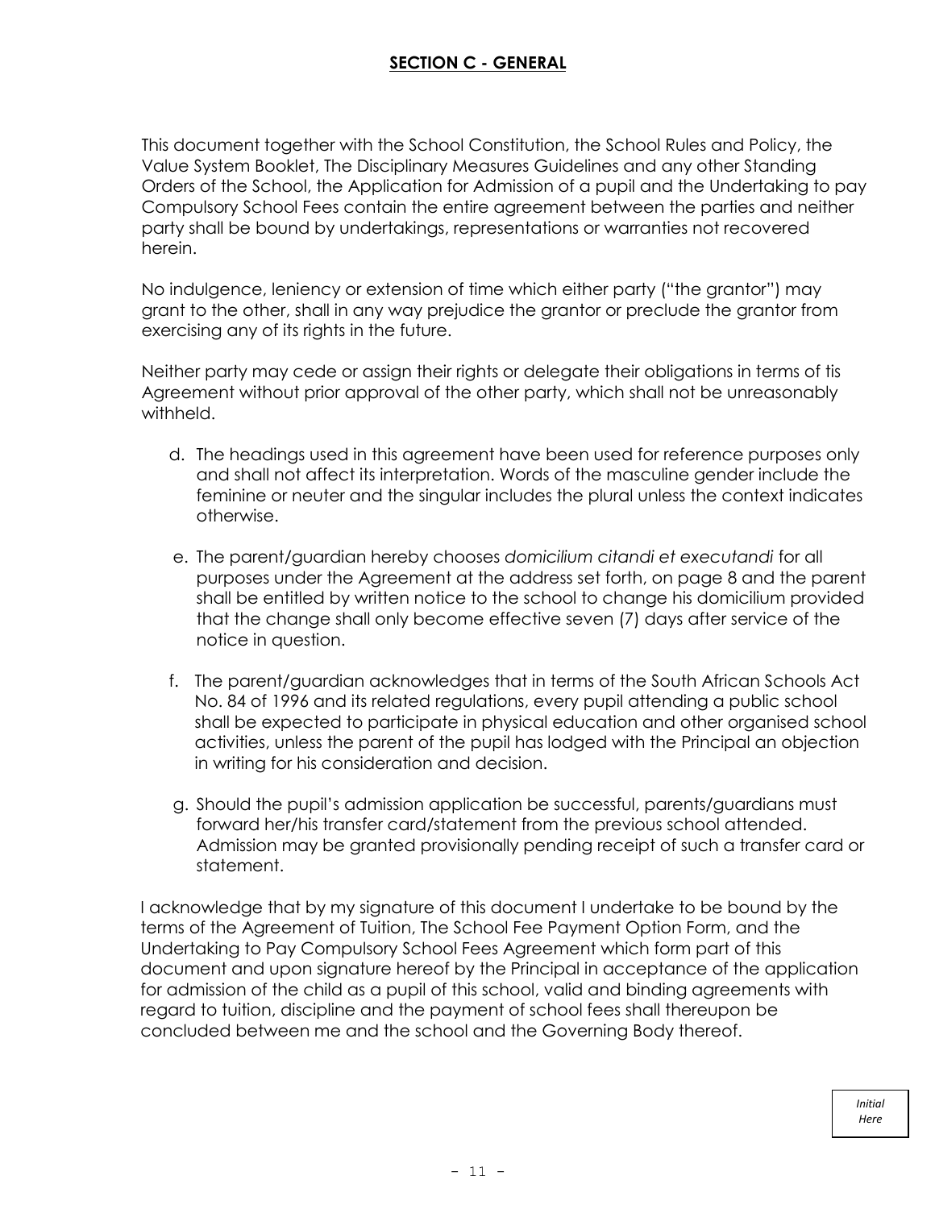## SECTION C - GENERAL

This document together with the School Constitution, the School Rules and Policy, the Value System Booklet, The Disciplinary Measures Guidelines and any other Standing Orders of the School, the Application for Admission of a pupil and the Undertaking to pay Compulsory School Fees contain the entire agreement between the parties and neither party shall be bound by undertakings, representations or warranties not recovered herein.

No indulgence, leniency or extension of time which either party ("the grantor") may grant to the other, shall in any way prejudice the grantor or preclude the grantor from exercising any of its rights in the future.

Neither party may cede or assign their rights or delegate their obligations in terms of tis Agreement without prior approval of the other party, which shall not be unreasonably withheld.

d. The headings used in this agreement have been used for reference purposes only and shall not affect its interpretation. Words of the masculine gender include the feminine or neuter and the singular includes the plural unless the context indicates otherwise.

e. The parent/guardian hereby chooses *domicilium citandi et executandi* for all purposes under the Agreement at the address set forth, on page 8 and the parent shall be entitled by written notice to the school to change his domicilium provided that the change shall only become effective seven (7) days after service of the notice in question.

f. The parent/guardian acknowledges that in terms of the South African Schools Act No. 84 of 1996 and its related regulations, every pupil attending a public school shall be expected to participate in physical education and other organised school activities, unless the parent of the pupil has lodged with the Principal an objection in writing for his consideration and decision.

g. Should the pupil's admission application be successful, parents/guardians must forward her/his transfer card/statement from the previous school attended. Admission may be granted provisionally pending receipt of such a transfer card or statement.

I acknowledge that by my signature of this document I undertake to be bound by the terms of the Agreement of Tuition, The School Fee Payment Option Form, and the Undertaking to Pay Compulsory School Fees Agreement which form part of this document and upon signature hereof by the Principal in acceptance of the application for admission of the child as a pupil of this school, valid and binding agreements with regard to tuition, discipline and the payment of school fees shall thereupon be concluded between me and the school and the Governing Body thereof.

*Initial Here*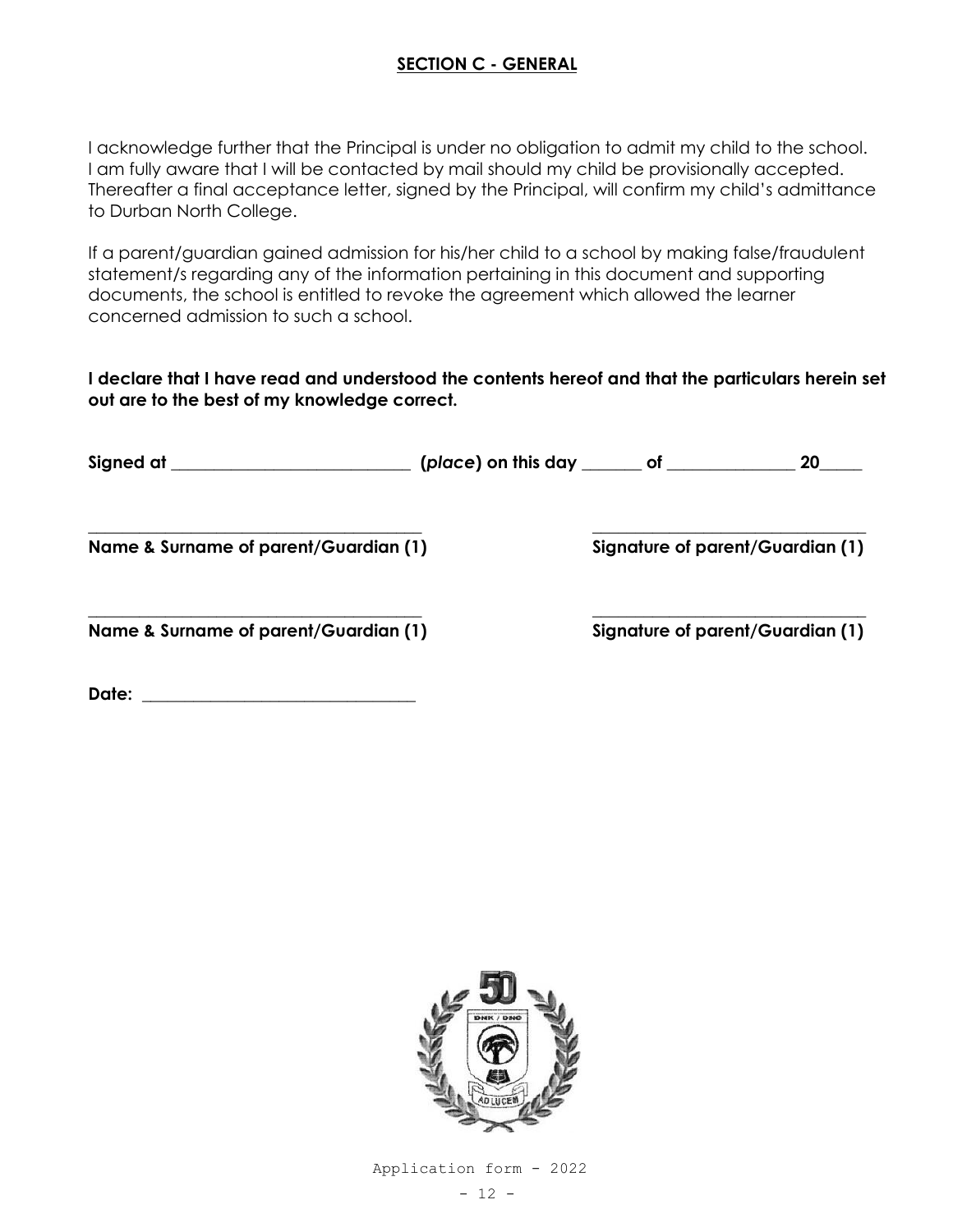## SECTION C - GENERAL

I acknowledge further that the Principal is under no obligation to admit my child to the school. I am fully aware that I will be contacted by mail should my child be provisionally accepted. Thereafter a final acceptance letter, signed by the Principal, will confirm my child's admittance to Durban North College.

If a parent/guardian gained admission for his/her child to a school by making false/fraudulent statement/s regarding any of the information pertaining in this document and supporting documents, the school is entitled to revoke the agreement which allowed the learner concerned admission to such a school.

**I declare that I have read and understood the contents hereof and that the particulars herein set out are to the best of my knowledge correct.**

**Signed at** ____________________________ **(*place*) on this day** _______ **of** _______________ **20**_____

________________________________________ ________________________________

**Name & Surname of parent/Guardian (1)** **Signature of parent/Guardian (1)**

________________________________________ ________________________________

**Name & Surname of parent/Guardian (1)** **Signature of parent/Guardian (1)**

**Date:** ________________________________

Application form - 2022